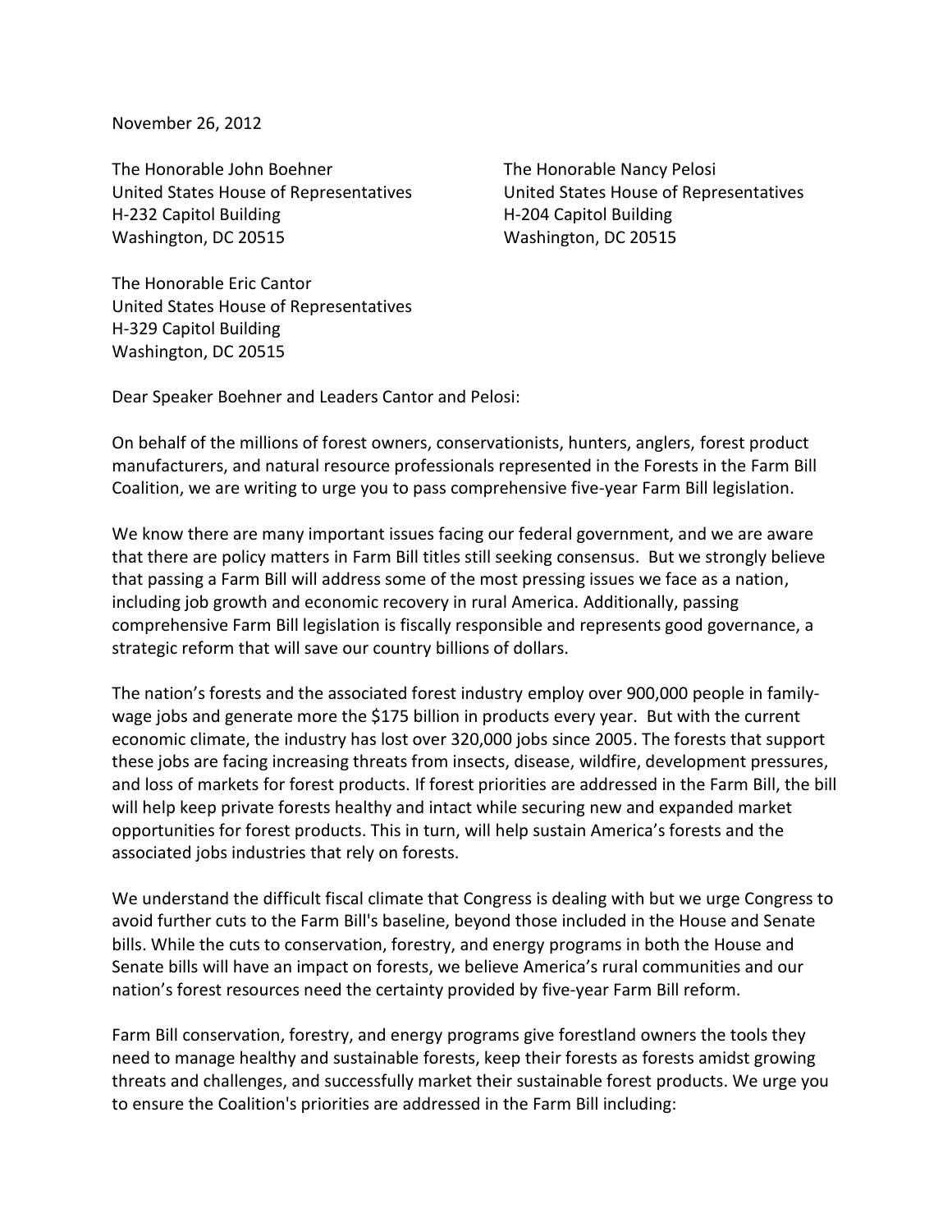November 26, 2012

The Honorable John Boehner
United States House of Representatives
H-232 Capitol Building
Washington, DC 20515

The Honorable Nancy Pelosi
United States House of Representatives
H-204 Capitol Building
Washington, DC 20515

The Honorable Eric Cantor
United States House of Representatives
H-329 Capitol Building
Washington, DC 20515

Dear Speaker Boehner and Leaders Cantor and Pelosi:

On behalf of the millions of forest owners, conservationists, hunters, anglers, forest product manufacturers, and natural resource professionals represented in the Forests in the Farm Bill Coalition, we are writing to urge you to pass comprehensive five-year Farm Bill legislation.

We know there are many important issues facing our federal government, and we are aware that there are policy matters in Farm Bill titles still seeking consensus. But we strongly believe that passing a Farm Bill will address some of the most pressing issues we face as a nation, including job growth and economic recovery in rural America. Additionally, passing comprehensive Farm Bill legislation is fiscally responsible and represents good governance, a strategic reform that will save our country billions of dollars.

The nation's forests and the associated forest industry employ over 900,000 people in family-wage jobs and generate more the $175 billion in products every year. But with the current economic climate, the industry has lost over 320,000 jobs since 2005. The forests that support these jobs are facing increasing threats from insects, disease, wildfire, development pressures, and loss of markets for forest products. If forest priorities are addressed in the Farm Bill, the bill will help keep private forests healthy and intact while securing new and expanded market opportunities for forest products. This in turn, will help sustain America's forests and the associated jobs industries that rely on forests.

We understand the difficult fiscal climate that Congress is dealing with but we urge Congress to avoid further cuts to the Farm Bill's baseline, beyond those included in the House and Senate bills. While the cuts to conservation, forestry, and energy programs in both the House and Senate bills will have an impact on forests, we believe America's rural communities and our nation's forest resources need the certainty provided by five-year Farm Bill reform.

Farm Bill conservation, forestry, and energy programs give forestland owners the tools they need to manage healthy and sustainable forests, keep their forests as forests amidst growing threats and challenges, and successfully market their sustainable forest products. We urge you to ensure the Coalition's priorities are addressed in the Farm Bill including: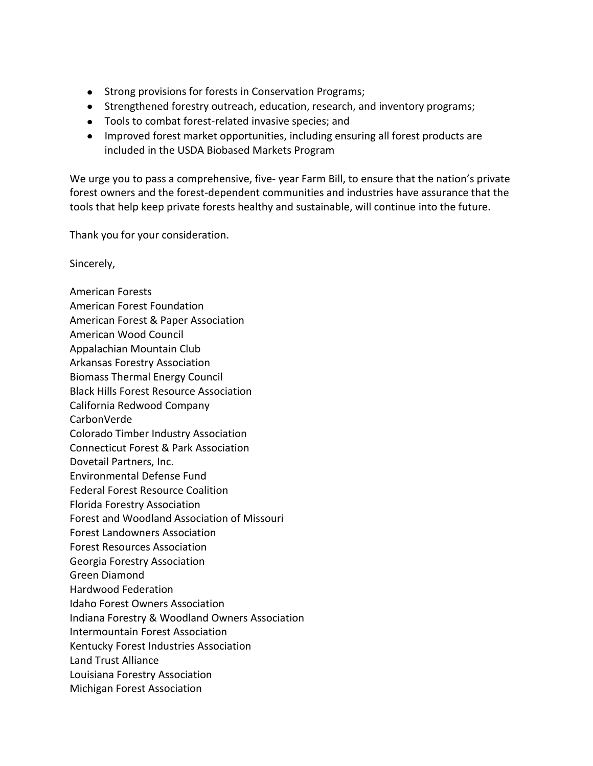- Strong provisions for forests in Conservation Programs;
- Strengthened forestry outreach, education, research, and inventory programs;
- Tools to combat forest-related invasive species; and
- Improved forest market opportunities, including ensuring all forest products are included in the USDA Biobased Markets Program

We urge you to pass a comprehensive, five- year Farm Bill, to ensure that the nation's private forest owners and the forest-dependent communities and industries have assurance that the tools that help keep private forests healthy and sustainable, will continue into the future.

Thank you for your consideration.

Sincerely,

American Forests  
American Forest Foundation  
American Forest & Paper Association  
American Wood Council  
Appalachian Mountain Club  
Arkansas Forestry Association  
Biomass Thermal Energy Council  
Black Hills Forest Resource Association  
California Redwood Company  
CarbonVerde  
Colorado Timber Industry Association  
Connecticut Forest & Park Association  
Dovetail Partners, Inc.  
Environmental Defense Fund  
Federal Forest Resource Coalition  
Florida Forestry Association  
Forest and Woodland Association of Missouri  
Forest Landowners Association  
Forest Resources Association  
Georgia Forestry Association  
Green Diamond  
Hardwood Federation  
Idaho Forest Owners Association  
Indiana Forestry & Woodland Owners Association  
Intermountain Forest Association  
Kentucky Forest Industries Association  
Land Trust Alliance  
Louisiana Forestry Association  
Michigan Forest Association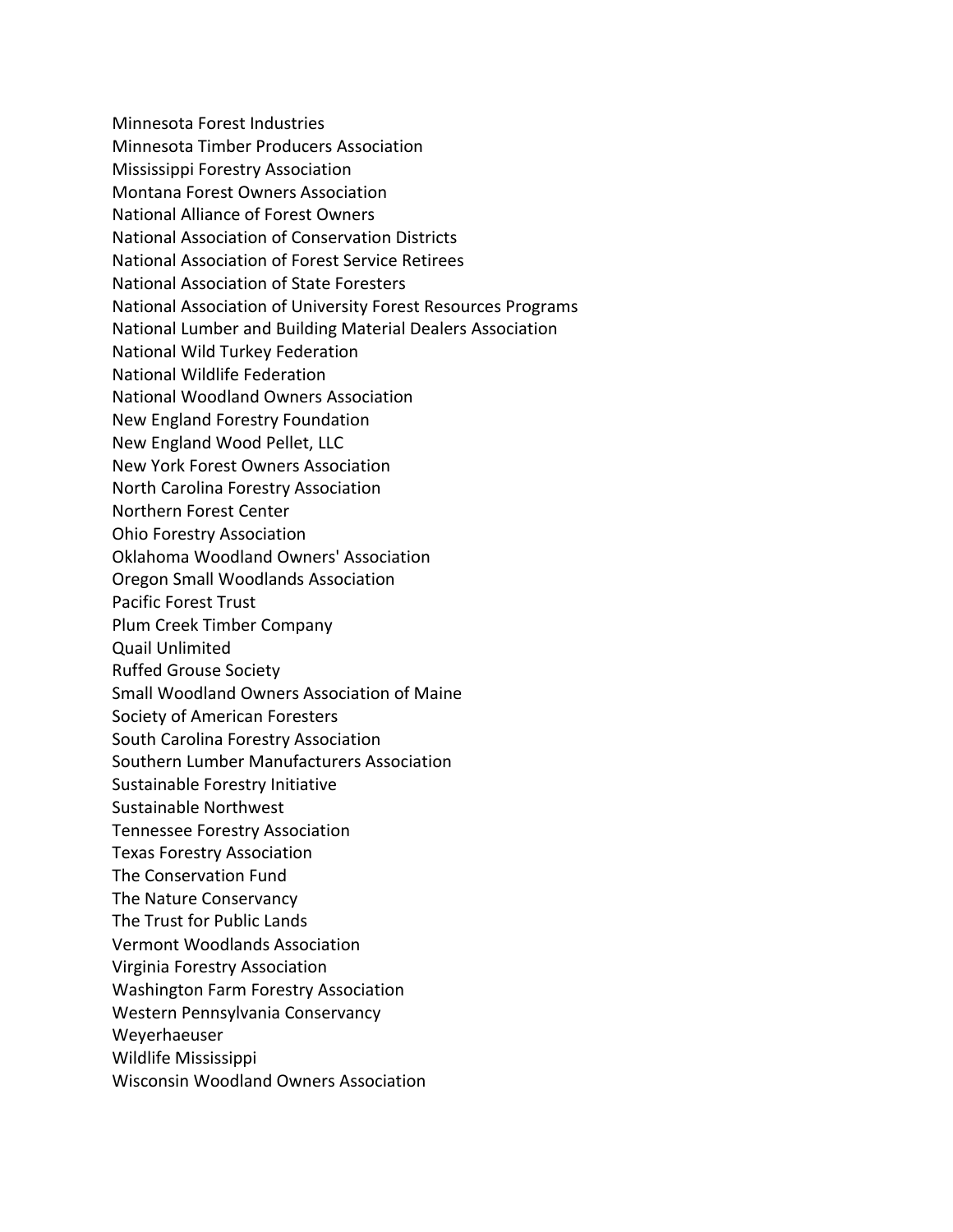Minnesota Forest Industries
Minnesota Timber Producers Association
Mississippi Forestry Association
Montana Forest Owners Association
National Alliance of Forest Owners
National Association of Conservation Districts
National Association of Forest Service Retirees
National Association of State Foresters
National Association of University Forest Resources Programs
National Lumber and Building Material Dealers Association
National Wild Turkey Federation
National Wildlife Federation
National Woodland Owners Association
New England Forestry Foundation
New England Wood Pellet, LLC
New York Forest Owners Association
North Carolina Forestry Association
Northern Forest Center
Ohio Forestry Association
Oklahoma Woodland Owners' Association
Oregon Small Woodlands Association
Pacific Forest Trust
Plum Creek Timber Company
Quail Unlimited
Ruffed Grouse Society
Small Woodland Owners Association of Maine
Society of American Foresters
South Carolina Forestry Association
Southern Lumber Manufacturers Association
Sustainable Forestry Initiative
Sustainable Northwest
Tennessee Forestry Association
Texas Forestry Association
The Conservation Fund
The Nature Conservancy
The Trust for Public Lands
Vermont Woodlands Association
Virginia Forestry Association
Washington Farm Forestry Association
Western Pennsylvania Conservancy
Weyerhaeuser
Wildlife Mississippi
Wisconsin Woodland Owners Association